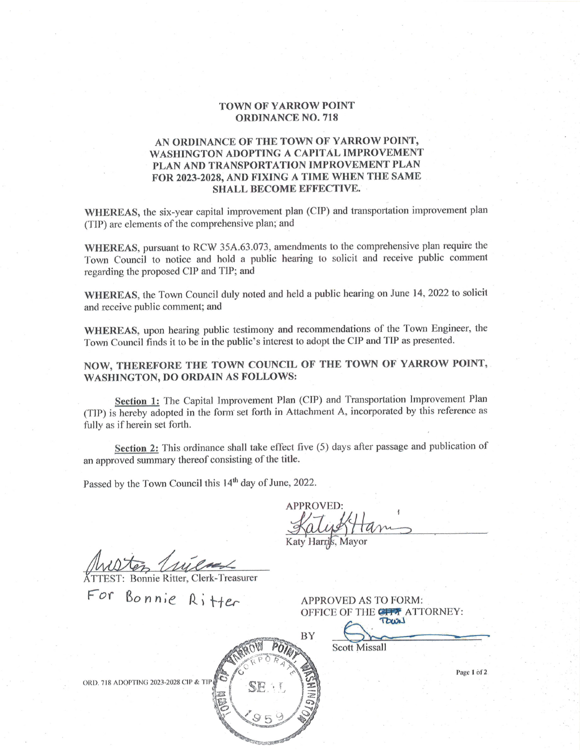# TOWN OF YARROW POINT
## ORDINANCE NO. 718

## AN ORDINANCE OF THE TOWN OF YARROW POINT, WASHINGTON ADOPTING A CAPITAL IMPROVEMENT PLAN AND TRANSPORTATION IMPROVEMENT PLAN FOR 2023-2028, AND FIXING A TIME WHEN THE SAME SHALL BECOME EFFECTIVE.

**WHEREAS,** the six-year capital improvement plan (CIP) and transportation improvement plan (TIP) are elements of the comprehensive plan; and

**WHEREAS,** pursuant to RCW 35A.63.073, amendments to the comprehensive plan require the Town Council to notice and hold a public hearing to solicit and receive public comment regarding the proposed CIP and TIP; and

**WHEREAS,** the Town Council duly noted and held a public hearing on June 14, 2022 to solicit and receive public comment; and

**WHEREAS,** upon hearing public testimony and recommendations of the Town Engineer, the Town Council finds it to be in the public's interest to adopt the CIP and TIP as presented.

**NOW, THEREFORE THE TOWN COUNCIL OF THE TOWN OF YARROW POINT, WASHINGTON, DO ORDAIN AS FOLLOWS:**

**Section 1:** The Capital Improvement Plan (CIP) and Transportation Improvement Plan (TIP) is hereby adopted in the form set forth in Attachment A, incorporated by this reference as fully as if herein set forth.

**Section 2:** This ordinance shall take effect five (5) days after passage and publication of an approved summary thereof consisting of the title.

Passed by the Town Council this 14th day of June, 2022.

APPROVED:

Katy Harris, Mayor

ATTEST: Bonnie Ritter, Clerk-Treasurer

For Bonnie Ritter

APPROVED AS TO FORM:
OFFICE OF THE ~~CITY~~ TOWN ATTORNEY:

BY

Scott Missall

TOWN OF YARROW POINT, WASHINGTON CORPORATE SEAL 1959

ORD. 718 ADOPTING 2023-2028 CIP & TIP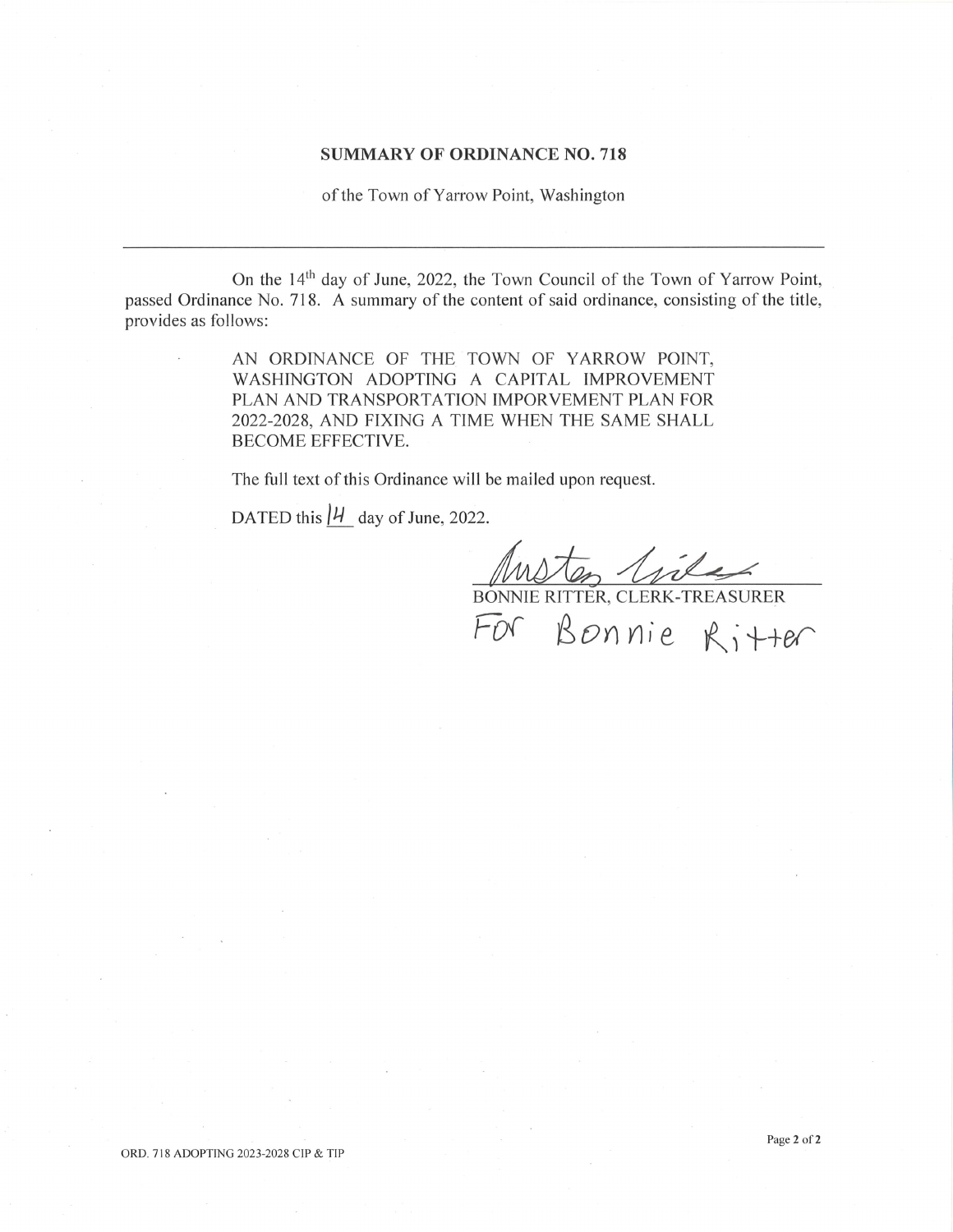**SUMMARY OF ORDINANCE NO. 718**

of the Town of Yarrow Point, Washington

---

On the 14th day of June, 2022, the Town Council of the Town of Yarrow Point, passed Ordinance No. 718. A summary of the content of said ordinance, consisting of the title, provides as follows:

> AN ORDINANCE OF THE TOWN OF YARROW POINT, WASHINGTON ADOPTING A CAPITAL IMPROVEMENT PLAN AND TRANSPORTATION IMPORVEMENT PLAN FOR 2022-2028, AND FIXING A TIME WHEN THE SAME SHALL BECOME EFFECTIVE.

The full text of this Ordinance will be mailed upon request.

DATED this 14 day of June, 2022.

BONNIE RITTER, CLERK-TREASURER

For Bonnie Ritter

ORD. 718 ADOPTING 2023-2028 CIP & TIP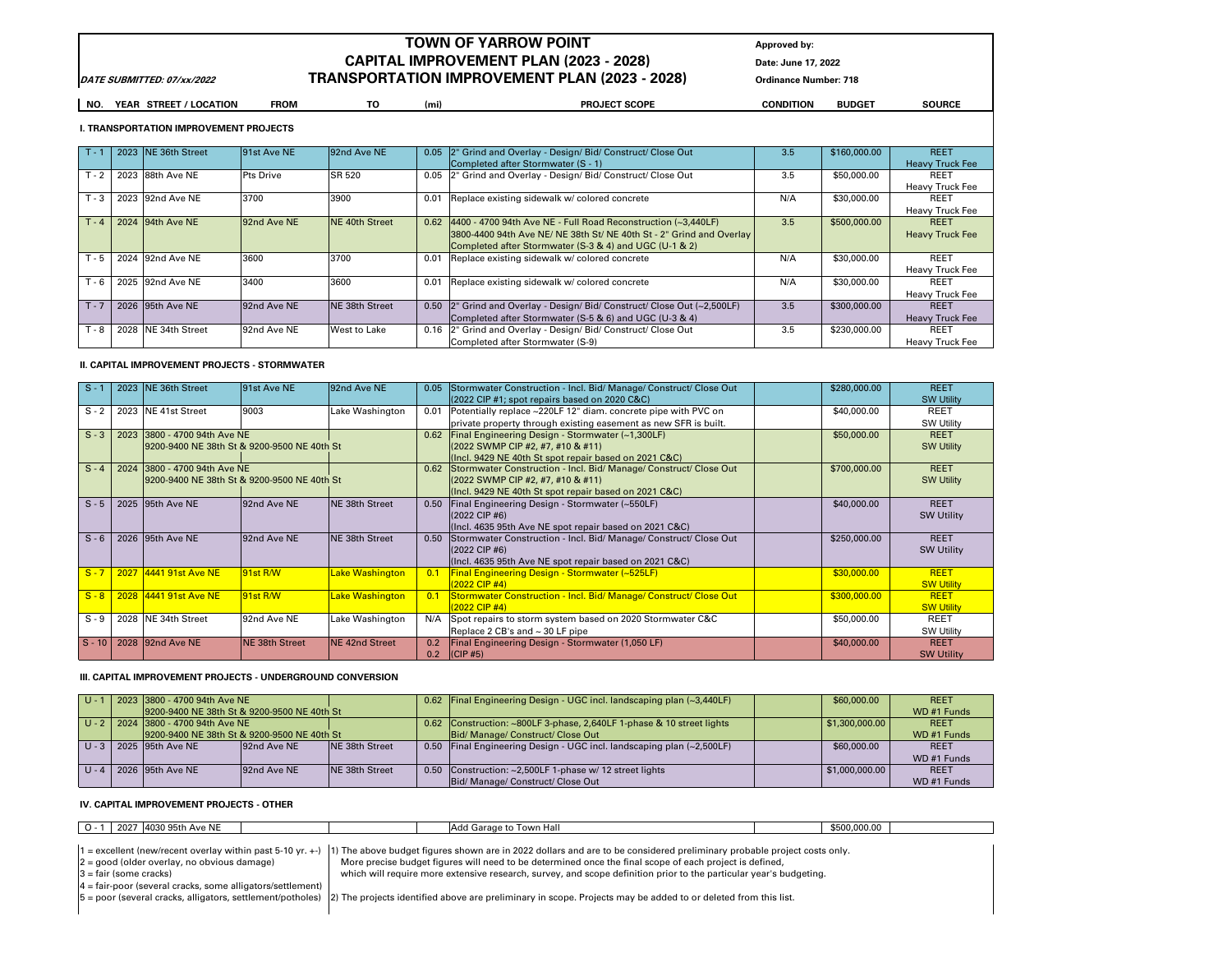# TOWN OF YARROW POINT
## CAPITAL IMPROVEMENT PLAN (2023 - 2028)
## TRANSPORTATION IMPROVEMENT PLAN (2023 - 2028)

*DATE SUBMITTED: 07/xx/2022*

**Approved by:**
**Date: June 17, 2022**
**Ordinance Number: 718**

| NO. | YEAR | STREET / LOCATION | FROM | TO | (mi) | PROJECT SCOPE | CONDITION | BUDGET | SOURCE |
|---|---|---|---|---|---|---|---|---|---|
| **I. TRANSPORTATION IMPROVEMENT PROJECTS** | | | | | | | | | |
| T - 1 | 2023 | NE 36th Street | 91st Ave NE | 92nd Ave NE | 0.05 | 2" Grind and Overlay - Design/ Bid/ Construct/ Close Out<br>Completed after Stormwater (S - 1) | 3.5 | $160,000.00 | REET<br>Heavy Truck Fee |
| T - 2 | 2023 | 88th Ave NE | Pts Drive | SR 520 | 0.05 | 2" Grind and Overlay - Design/ Bid/ Construct/ Close Out | 3.5 | $50,000.00 | REET<br>Heavy Truck Fee |
| T - 3 | 2023 | 92nd Ave NE | 3700 | 3900 | 0.01 | Replace existing sidewalk w/ colored concrete | N/A | $30,000.00 | REET<br>Heavy Truck Fee |
| T - 4 | 2024 | 94th Ave NE | 92nd Ave NE | NE 40th Street | 0.62 | 4400 - 4700 94th Ave NE - Full Road Reconstruction (~3,440LF)<br>3800-4400 94th Ave NE/ NE 38th St/ NE 40th St - 2" Grind and Overlay<br>Completed after Stormwater (S-3 & 4) and UGC (U-1 & 2) | 3.5 | $500,000.00 | REET<br>Heavy Truck Fee |
| T - 5 | 2024 | 92nd Ave NE | 3600 | 3700 | 0.01 | Replace existing sidewalk w/ colored concrete | N/A | $30,000.00 | REET<br>Heavy Truck Fee |
| T - 6 | 2025 | 92nd Ave NE | 3400 | 3600 | 0.01 | Replace existing sidewalk w/ colored concrete | N/A | $30,000.00 | REET<br>Heavy Truck Fee |
| T - 7 | 2026 | 95th Ave NE | 92nd Ave NE | NE 38th Street | 0.50 | 2" Grind and Overlay - Design/ Bid/ Construct/ Close Out (~2,500LF)<br>Completed after Stormwater (S-5 & 6) and UGC (U-3 & 4) | 3.5 | $300,000.00 | REET<br>Heavy Truck Fee |
| T - 8 | 2028 | NE 34th Street | 92nd Ave NE | West to Lake | 0.16 | 2" Grind and Overlay - Design/ Bid/ Construct/ Close Out<br>Completed after Stormwater (S-9) | 3.5 | $230,000.00 | REET<br>Heavy Truck Fee |
| **II. CAPITAL IMPROVEMENT PROJECTS - STORMWATER** | | | | | | | | | |
| S - 1 | 2023 | NE 36th Street | 91st Ave NE | 92nd Ave NE | 0.05 | Stormwater Construction - Incl. Bid/ Manage/ Construct/ Close Out<br>(2022 CIP #1; spot repairs based on 2020 C&C) | | $280,000.00 | REET<br>SW Utility |
| S - 2 | 2023 | NE 41st Street | 9003 | Lake Washington | 0.01 | Potentially replace ~220LF 12" diam. concrete pipe with PVC on<br>private property through existing easement as new SFR is built. | | $40,000.00 | REET<br>SW Utility |
| S - 3 | 2023 | 3800 - 4700 94th Ave NE<br>9200-9400 NE 38th St & 9200-9500 NE 40th St | | | 0.62 | Final Engineering Design - Stormwater (~1,300LF)<br>(2022 SWMP CIP #2, #7, #10 & #11)<br>(Incl. 9429 NE 40th St spot repair based on 2021 C&C) | | $50,000.00 | REET<br>SW Utility |
| S - 4 | 2024 | 3800 - 4700 94th Ave NE<br>9200-9400 NE 38th St & 9200-9500 NE 40th St | | | 0.62 | Stormwater Construction - Incl. Bid/ Manage/ Construct/ Close Out<br>(2022 SWMP CIP #2, #7, #10 & #11)<br>(Incl. 9429 NE 40th St spot repair based on 2021 C&C) | | $700,000.00 | REET<br>SW Utility |
| S - 5 | 2025 | 95th Ave NE | 92nd Ave NE | NE 38th Street | 0.50 | Final Engineering Design - Stormwater (~550LF)<br>(2022 CIP #6)<br>(Incl. 4635 95th Ave NE spot repair based on 2021 C&C) | | $40,000.00 | REET<br>SW Utility |
| S - 6 | 2026 | 95th Ave NE | 92nd Ave NE | NE 38th Street | 0.50 | Stormwater Construction - Incl. Bid/ Manage/ Construct/ Close Out<br>(2022 CIP #6)<br>(Incl. 4635 95th Ave NE spot repair based on 2021 C&C) | | $250,000.00 | REET<br>SW Utility |
| S - 7 | 2027 | 4441 91st Ave NE | 91st R/W | Lake Washington | 0.1 | Final Engineering Design - Stormwater (~525LF)<br>(2022 CIP #4) | | $30,000.00 | REET<br>SW Utility |
| S - 8 | 2028 | 4441 91st Ave NE | 91st R/W | Lake Washington | 0.1 | Stormwater Construction - Incl. Bid/ Manage/ Construct/ Close Out<br>(2022 CIP #4) | | $300,000.00 | REET<br>SW Utility |
| S - 9 | 2028 | NE 34th Street | 92nd Ave NE | Lake Washington | N/A | Spot repairs to storm system based on 2020 Stormwater C&C<br>Replace 2 CB's and ~ 30 LF pipe | | $50,000.00 | REET<br>SW Utility |
| S - 10 | 2028 | 92nd Ave NE | NE 38th Street | NE 42nd Street | 0.2<br>0.2 | Final Engineering Design - Stormwater (1,050 LF)<br>(CIP #5) | | $40,000.00 | REET<br>SW Utility |
| **III. CAPITAL IMPROVEMENT PROJECTS - UNDERGROUND CONVERSION** | | | | | | | | | |
| U - 1 | 2023 | 3800 - 4700 94th Ave NE<br>9200-9400 NE 38th St & 9200-9500 NE 40th St | | | 0.62 | Final Engineering Design - UGC incl. landscaping plan (~3,440LF) | | $60,000.00 | REET<br>WD #1 Funds |
| U - 2 | 2024 | 3800 - 4700 94th Ave NE<br>9200-9400 NE 38th St & 9200-9500 NE 40th St | | | 0.62 | Construction: ~800LF 3-phase, 2,640LF 1-phase & 10 street lights<br>Bid/ Manage/ Construct/ Close Out | | $1,300,000.00 | REET<br>WD #1 Funds |
| U - 3 | 2025 | 95th Ave NE | 92nd Ave NE | NE 38th Street | 0.50 | Final Engineering Design - UGC incl. landscaping plan (~2,500LF) | | $60,000.00 | REET<br>WD #1 Funds |
| U - 4 | 2026 | 95th Ave NE | 92nd Ave NE | NE 38th Street | 0.50 | Construction: ~2,500LF 1-phase w/ 12 street lights<br>Bid/ Manage/ Construct/ Close Out | | $1,000,000.00 | REET<br>WD #1 Funds |
| **IV. CAPITAL IMPROVEMENT PROJECTS - OTHER** | | | | | | | | | |
| O - 1 | 2027 | 4030 95th Ave NE | | | | Add Garage to Town Hall | | $500,000.00 | |

1 = excellent (new/recent overlay within past 5-10 yr. +-)
2 = good (older overlay, no obvious damage)
3 = fair (some cracks)
4 = fair-poor (several cracks, some alligators/settlement)
5 = poor (several cracks, alligators, settlement/potholes)

1) The above budget figures shown are in 2022 dollars and are to be considered preliminary probable project costs only. More precise budget figures will need to be determined once the final scope of each project is defined, which will require more extensive research, survey, and scope definition prior to the particular year's budgeting.

2) The projects identified above are preliminary in scope. Projects may be added to or deleted from this list.